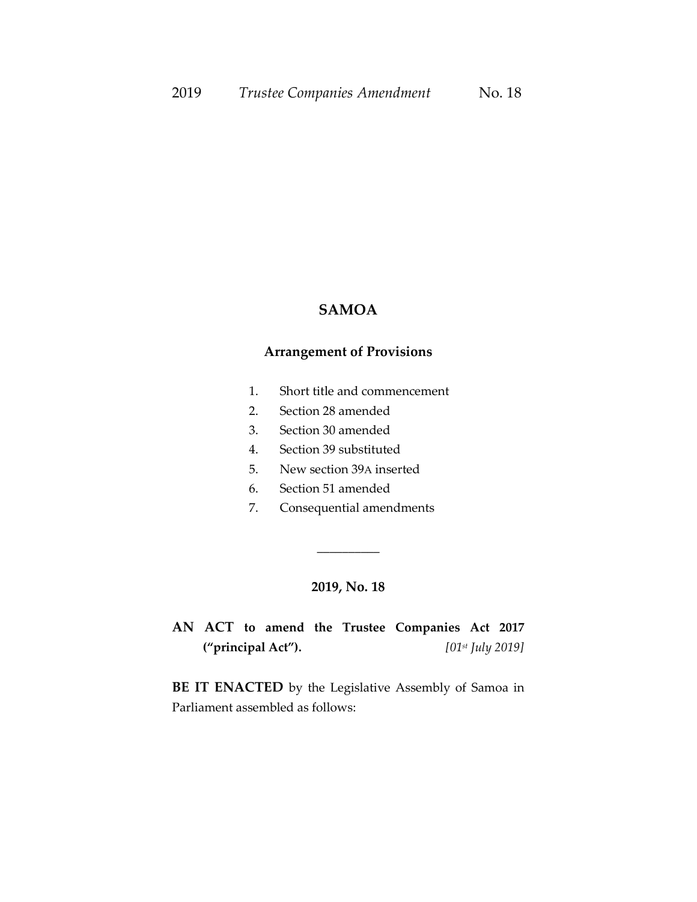# SAMOA

## Arrangement of Provisions

1. Short title and commencement
2. Section 28 amended
3. Section 30 amended
4. Section 39 substituted
5. New section 39A inserted
6. Section 51 amended
7. Consequential amendments

__________

## 2019, No. 18

**AN ACT to amend the Trustee Companies Act 2017 ("principal Act").** *[01st July 2019]*

**BE IT ENACTED** by the Legislative Assembly of Samoa in Parliament assembled as follows: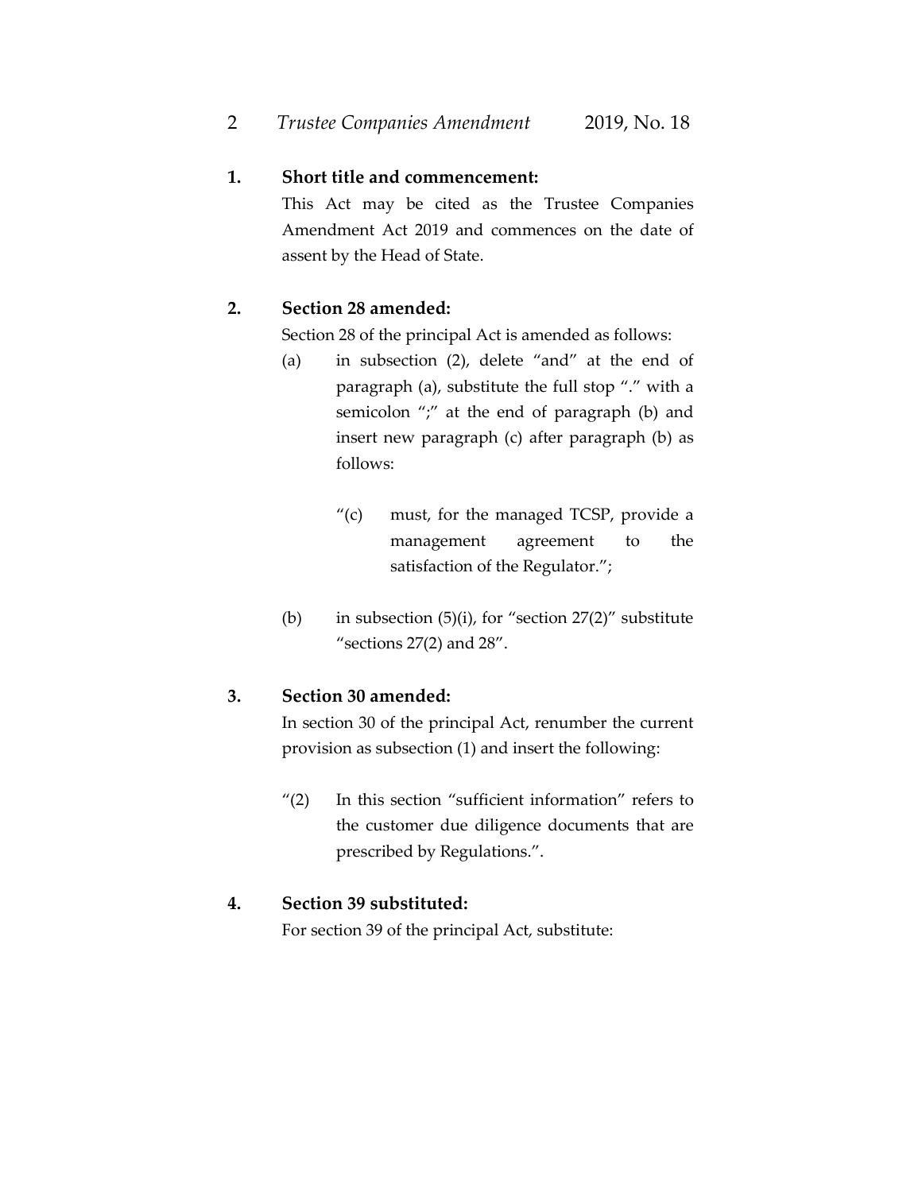**1. Short title and commencement:**

This Act may be cited as the Trustee Companies Amendment Act 2019 and commences on the date of assent by the Head of State.

**2. Section 28 amended:**

Section 28 of the principal Act is amended as follows:

(a) in subsection (2), delete "and" at the end of paragraph (a), substitute the full stop "." with a semicolon ";" at the end of paragraph (b) and insert new paragraph (c) after paragraph (b) as follows:

> "(c) must, for the managed TCSP, provide a management agreement to the satisfaction of the Regulator.";

(b) in subsection (5)(i), for "section 27(2)" substitute "sections 27(2) and 28".

**3. Section 30 amended:**

In section 30 of the principal Act, renumber the current provision as subsection (1) and insert the following:

> "(2) In this section "sufficient information" refers to the customer due diligence documents that are prescribed by Regulations.".

**4. Section 39 substituted:**

For section 39 of the principal Act, substitute: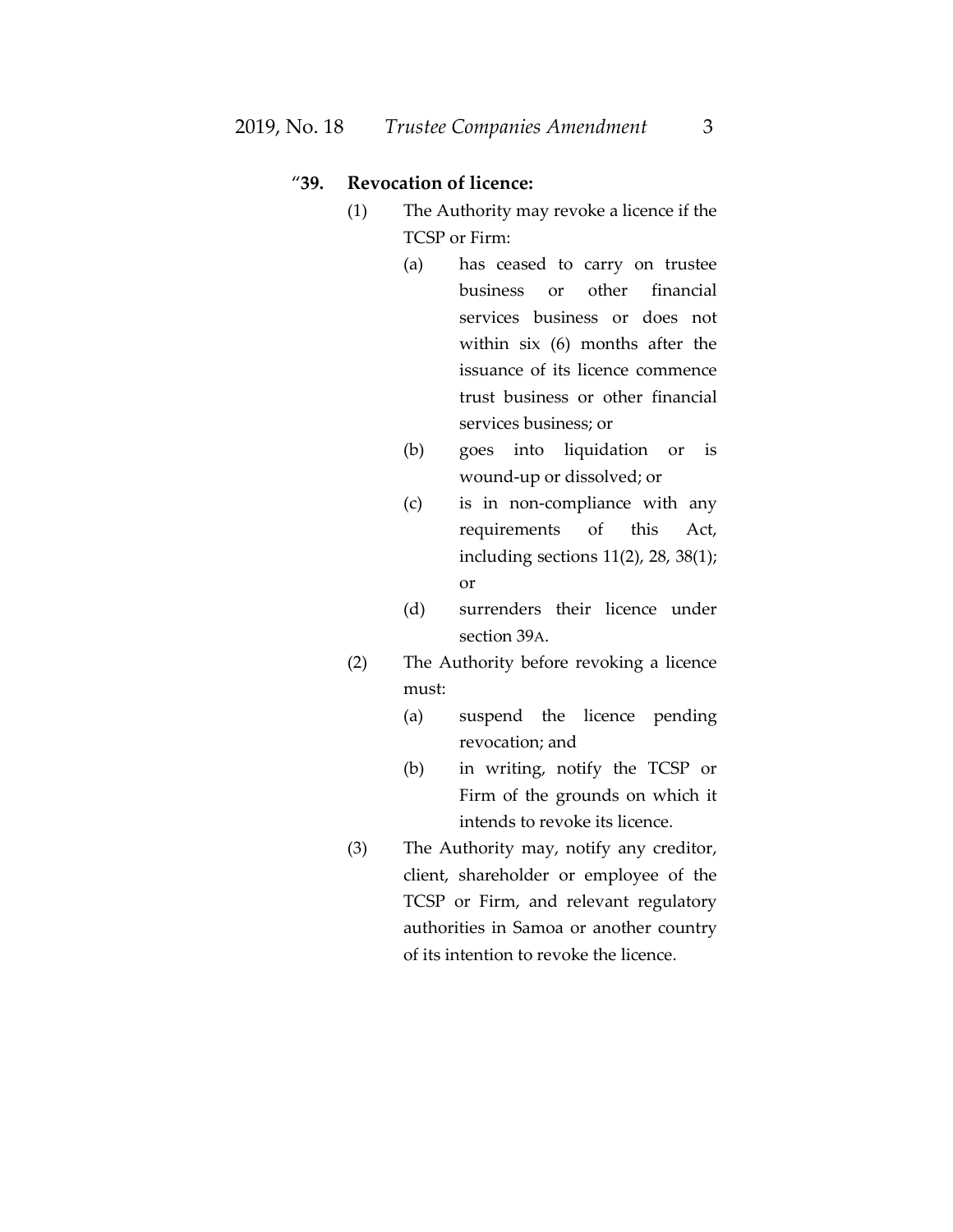"**39. Revocation of licence:**

(1) The Authority may revoke a licence if the TCSP or Firm:

(a) has ceased to carry on trustee business or other financial services business or does not within six (6) months after the issuance of its licence commence trust business or other financial services business; or

(b) goes into liquidation or is wound-up or dissolved; or

(c) is in non-compliance with any requirements of this Act, including sections 11(2), 28, 38(1); or

(d) surrenders their licence under section 39A.

(2) The Authority before revoking a licence must:

(a) suspend the licence pending revocation; and

(b) in writing, notify the TCSP or Firm of the grounds on which it intends to revoke its licence.

(3) The Authority may, notify any creditor, client, shareholder or employee of the TCSP or Firm, and relevant regulatory authorities in Samoa or another country of its intention to revoke the licence.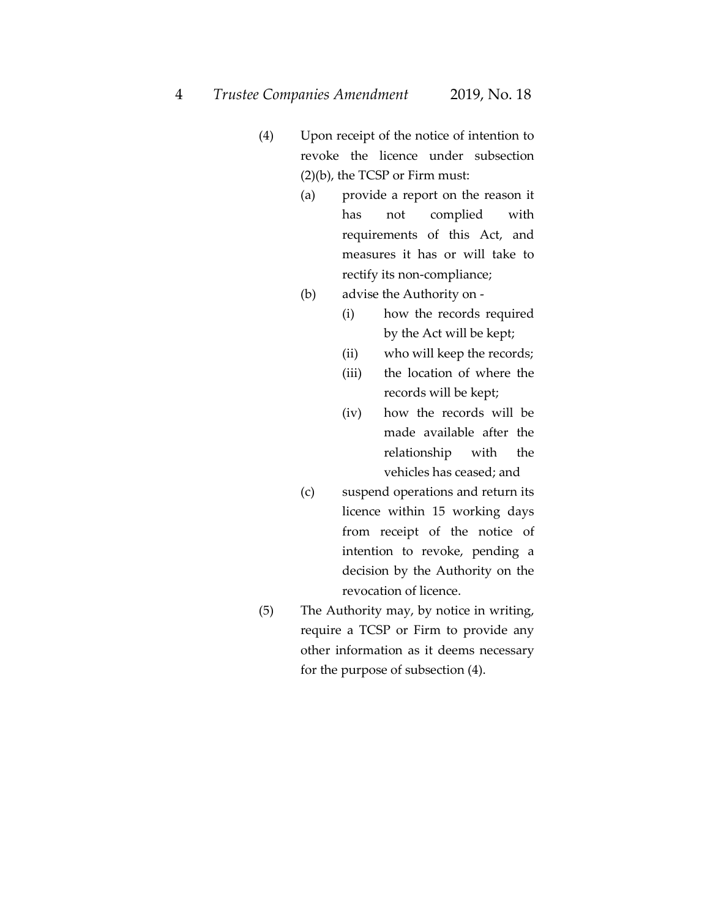(4) Upon receipt of the notice of intention to revoke the licence under subsection (2)(b), the TCSP or Firm must:

   (a) provide a report on the reason it has not complied with requirements of this Act, and measures it has or will take to rectify its non-compliance;

   (b) advise the Authority on -

      (i) how the records required by the Act will be kept;

      (ii) who will keep the records;

      (iii) the location of where the records will be kept;

      (iv) how the records will be made available after the relationship with the vehicles has ceased; and

   (c) suspend operations and return its licence within 15 working days from receipt of the notice of intention to revoke, pending a decision by the Authority on the revocation of licence.

(5) The Authority may, by notice in writing, require a TCSP or Firm to provide any other information as it deems necessary for the purpose of subsection (4).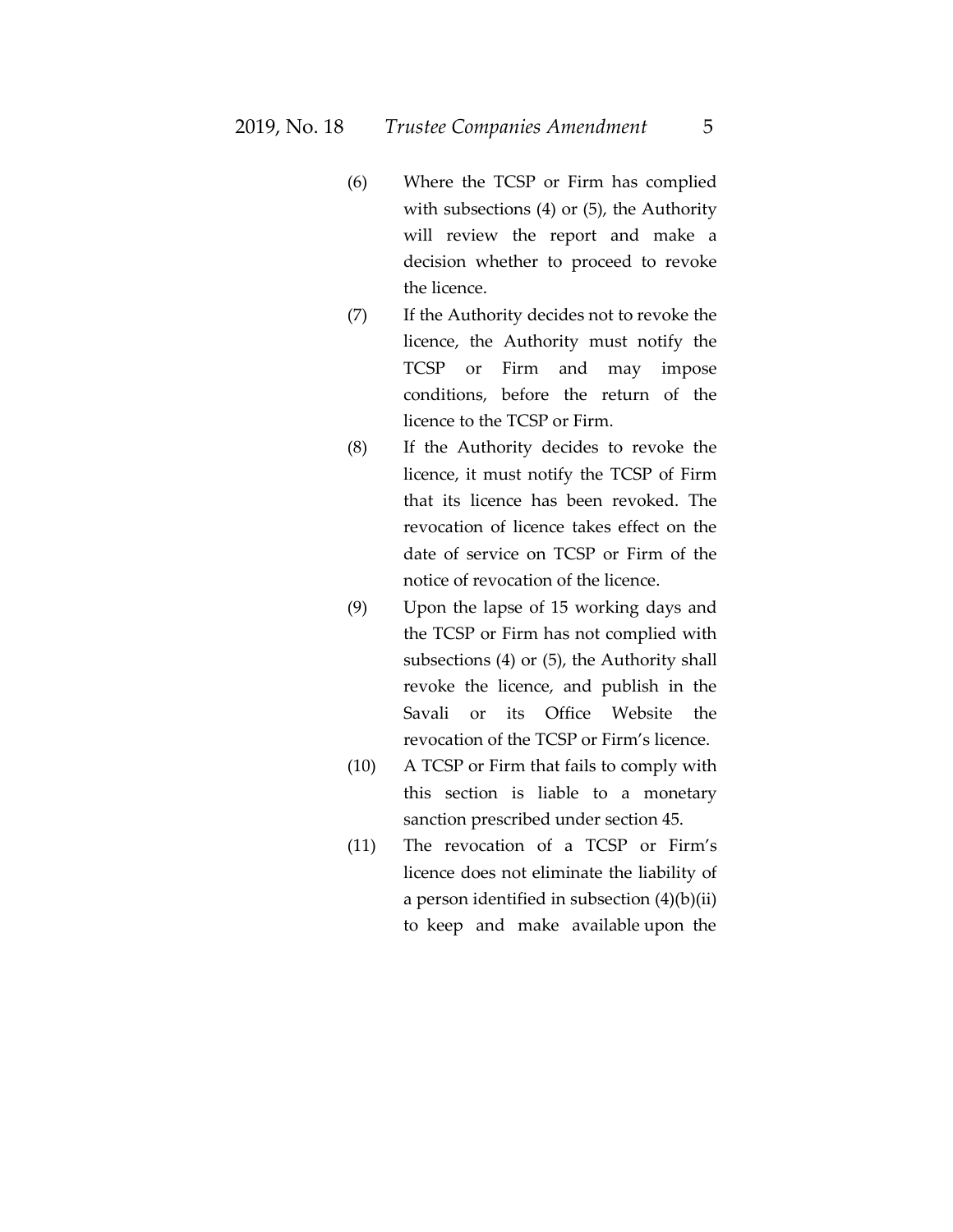(6) Where the TCSP or Firm has complied with subsections (4) or (5), the Authority will review the report and make a decision whether to proceed to revoke the licence.

(7) If the Authority decides not to revoke the licence, the Authority must notify the TCSP or Firm and may impose conditions, before the return of the licence to the TCSP or Firm.

(8) If the Authority decides to revoke the licence, it must notify the TCSP of Firm that its licence has been revoked. The revocation of licence takes effect on the date of service on TCSP or Firm of the notice of revocation of the licence.

(9) Upon the lapse of 15 working days and the TCSP or Firm has not complied with subsections (4) or (5), the Authority shall revoke the licence, and publish in the Savali or its Office Website the revocation of the TCSP or Firm's licence.

(10) A TCSP or Firm that fails to comply with this section is liable to a monetary sanction prescribed under section 45.

(11) The revocation of a TCSP or Firm's licence does not eliminate the liability of a person identified in subsection (4)(b)(ii) to keep and make available upon the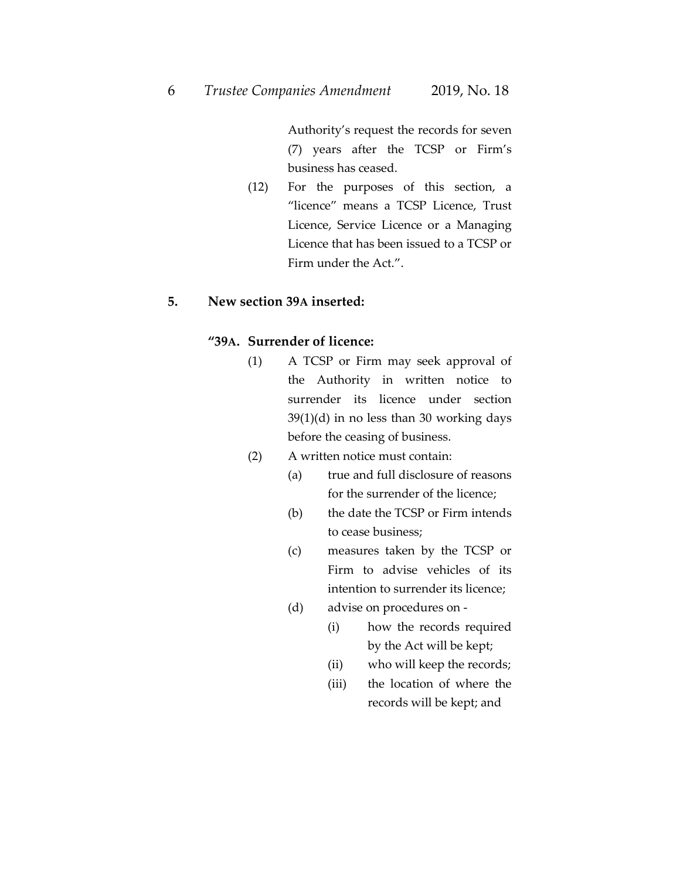Authority's request the records for seven (7) years after the TCSP or Firm's business has ceased.

(12) For the purposes of this section, a "licence" means a TCSP Licence, Trust Licence, Service Licence or a Managing Licence that has been issued to a TCSP or Firm under the Act.".

## 5. New section 39A inserted:

### "39A. Surrender of licence:

(1) A TCSP or Firm may seek approval of the Authority in written notice to surrender its licence under section 39(1)(d) in no less than 30 working days before the ceasing of business.

(2) A written notice must contain:

(a) true and full disclosure of reasons for the surrender of the licence;

(b) the date the TCSP or Firm intends to cease business;

(c) measures taken by the TCSP or Firm to advise vehicles of its intention to surrender its licence;

(d) advise on procedures on -

(i) how the records required by the Act will be kept;

(ii) who will keep the records;

(iii) the location of where the records will be kept; and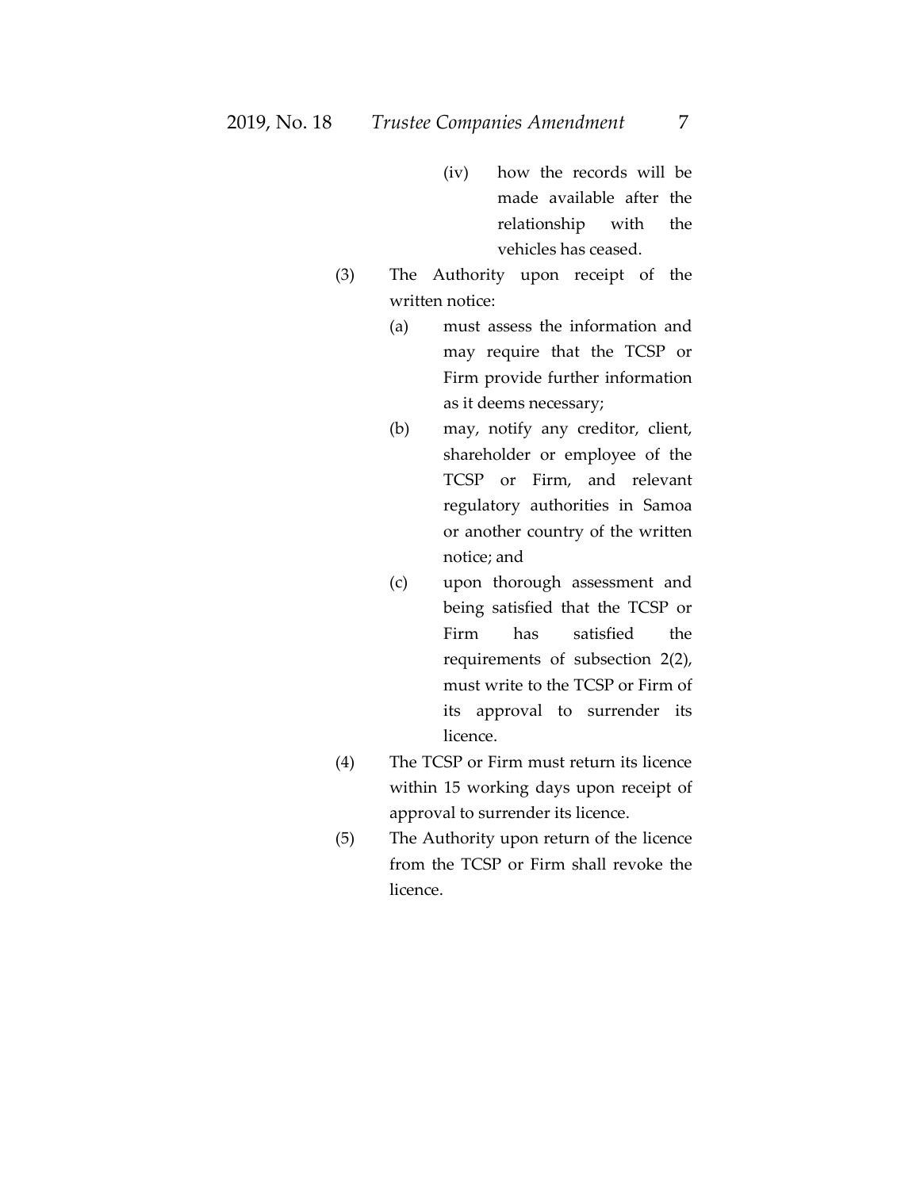(iv) how the records will be made available after the relationship with the vehicles has ceased.

(3) The Authority upon receipt of the written notice:

(a) must assess the information and may require that the TCSP or Firm provide further information as it deems necessary;

(b) may, notify any creditor, client, shareholder or employee of the TCSP or Firm, and relevant regulatory authorities in Samoa or another country of the written notice; and

(c) upon thorough assessment and being satisfied that the TCSP or Firm has satisfied the requirements of subsection 2(2), must write to the TCSP or Firm of its approval to surrender its licence.

(4) The TCSP or Firm must return its licence within 15 working days upon receipt of approval to surrender its licence.

(5) The Authority upon return of the licence from the TCSP or Firm shall revoke the licence.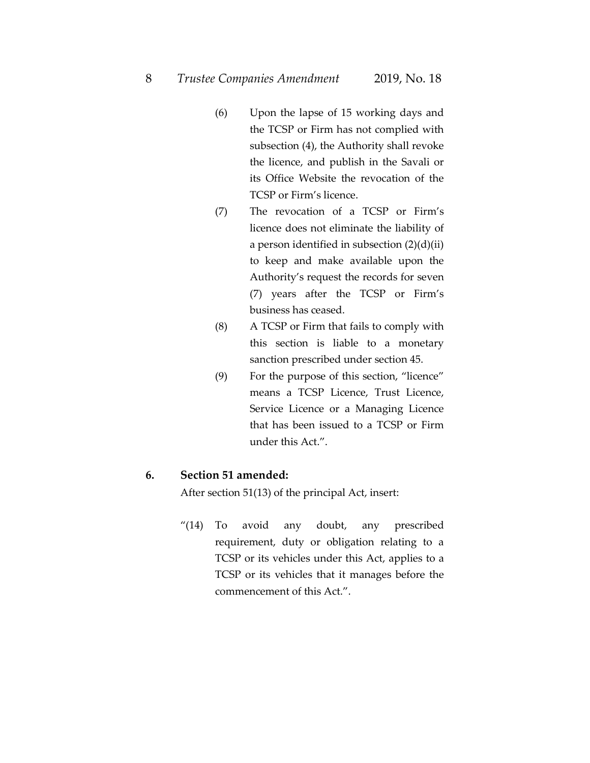(6) Upon the lapse of 15 working days and the TCSP or Firm has not complied with subsection (4), the Authority shall revoke the licence, and publish in the Savali or its Office Website the revocation of the TCSP or Firm's licence.

(7) The revocation of a TCSP or Firm's licence does not eliminate the liability of a person identified in subsection (2)(d)(ii) to keep and make available upon the Authority's request the records for seven (7) years after the TCSP or Firm's business has ceased.

(8) A TCSP or Firm that fails to comply with this section is liable to a monetary sanction prescribed under section 45.

(9) For the purpose of this section, "licence" means a TCSP Licence, Trust Licence, Service Licence or a Managing Licence that has been issued to a TCSP or Firm under this Act.".

**6. Section 51 amended:**

After section 51(13) of the principal Act, insert:

"(14) To avoid any doubt, any prescribed requirement, duty or obligation relating to a TCSP or its vehicles under this Act, applies to a TCSP or its vehicles that it manages before the commencement of this Act.".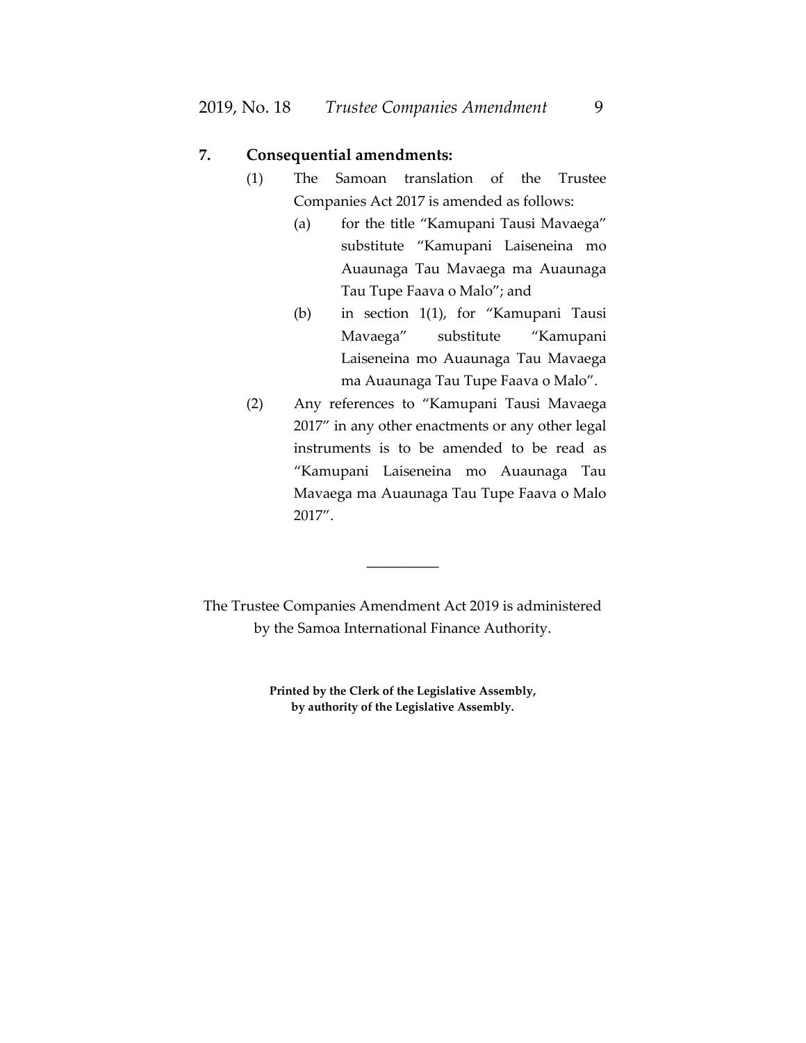**7. Consequential amendments:**

(1) The Samoan translation of the Trustee Companies Act 2017 is amended as follows:

(a) for the title "Kamupani Tausi Mavaega" substitute "Kamupani Laiseneina mo Auaunaga Tau Mavaega ma Auaunaga Tau Tupe Faava o Malo"; and

(b) in section 1(1), for "Kamupani Tausi Mavaega" substitute "Kamupani Laiseneina mo Auaunaga Tau Mavaega ma Auaunaga Tau Tupe Faava o Malo".

(2) Any references to "Kamupani Tausi Mavaega 2017" in any other enactments or any other legal instruments is to be amended to be read as "Kamupani Laiseneina mo Auaunaga Tau Mavaega ma Auaunaga Tau Tupe Faava o Malo 2017".

---

The Trustee Companies Amendment Act 2019 is administered by the Samoa International Finance Authority.

**Printed by the Clerk of the Legislative Assembly, by authority of the Legislative Assembly.**